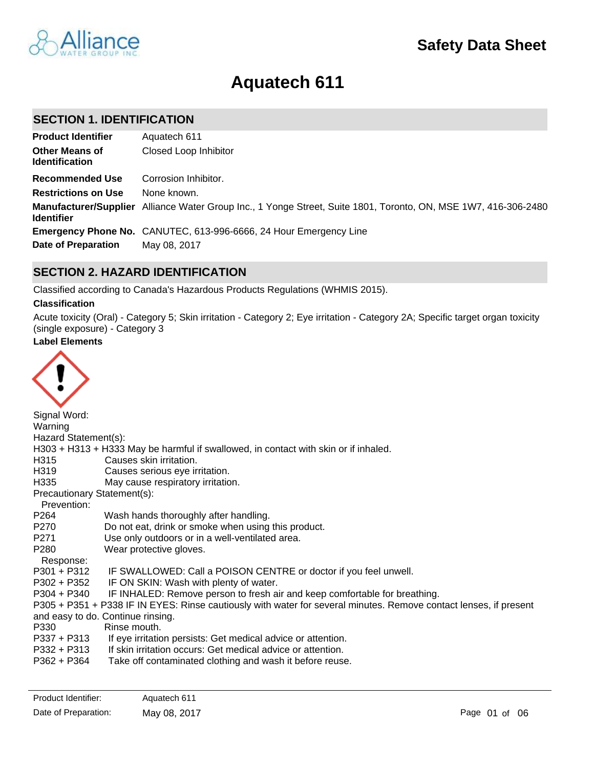Safety Data Sheet

# Aquatech 611

## SECTION 1. IDENTIFICATION

| | |
|---|---|
| **Product Identifier** | Aquatech 611 |
| **Other Means of Identification** | Closed Loop Inhibitor |
| **Recommended Use** | Corrosion Inhibitor. |
| **Restrictions on Use** | None known. |
| **Manufacturer/Supplier Identifier** | Alliance Water Group Inc., 1 Yonge Street, Suite 1801, Toronto, ON, MSE 1W7, 416-306-2480 |
| **Emergency Phone No.** | CANUTEC, 613-996-6666, 24 Hour Emergency Line |
| **Date of Preparation** | May 08, 2017 |

## SECTION 2. HAZARD IDENTIFICATION

Classified according to Canada's Hazardous Products Regulations (WHMIS 2015).

**Classification**

Acute toxicity (Oral) - Category 5; Skin irritation - Category 2; Eye irritation - Category 2A; Specific target organ toxicity (single exposure) - Category 3

**Label Elements**

Signal Word:
Warning

Hazard Statement(s):

H303 + H313 + H333 May be harmful if swallowed, in contact with skin or if inhaled.

H315 Causes skin irritation.

H319 Causes serious eye irritation.

H335 May cause respiratory irritation.

Precautionary Statement(s):

Prevention:

P264 Wash hands thoroughly after handling.

P270 Do not eat, drink or smoke when using this product.

P271 Use only outdoors or in a well-ventilated area.

P280 Wear protective gloves.

Response:

P301 + P312 IF SWALLOWED: Call a POISON CENTRE or doctor if you feel unwell.

P302 + P352 IF ON SKIN: Wash with plenty of water.

P304 + P340 IF INHALED: Remove person to fresh air and keep comfortable for breathing.

P305 + P351 + P338 IF IN EYES: Rinse cautiously with water for several minutes. Remove contact lenses, if present and easy to do. Continue rinsing.

P330 Rinse mouth.

P337 + P313 If eye irritation persists: Get medical advice or attention.

P332 + P313 If skin irritation occurs: Get medical advice or attention.

P362 + P364 Take off contaminated clothing and wash it before reuse.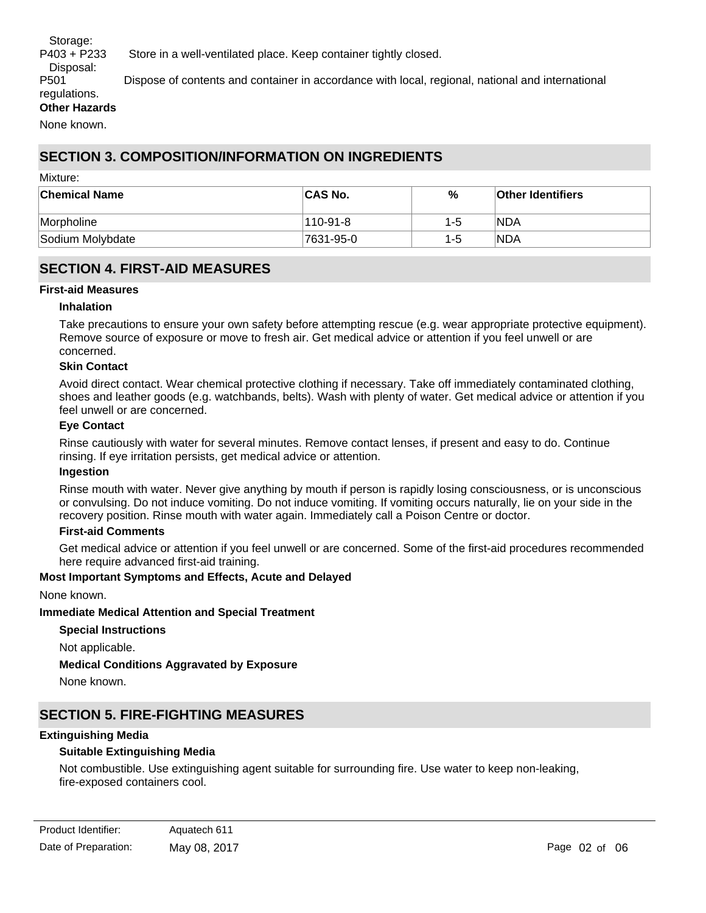Storage:

P403 + P233 Store in a well-ventilated place. Keep container tightly closed.

Disposal:

P501 Dispose of contents and container in accordance with local, regional, national and international regulations.

**Other Hazards**

None known.

## SECTION 3. COMPOSITION/INFORMATION ON INGREDIENTS

Mixture:

| Chemical Name | CAS No. | % | Other Identifiers |
|---|---|---|---|
| Morpholine | 110-91-8 | 1-5 | NDA |
| Sodium Molybdate | 7631-95-0 | 1-5 | NDA |

## SECTION 4. FIRST-AID MEASURES

**First-aid Measures**

**Inhalation**

Take precautions to ensure your own safety before attempting rescue (e.g. wear appropriate protective equipment). Remove source of exposure or move to fresh air. Get medical advice or attention if you feel unwell or are concerned.

**Skin Contact**

Avoid direct contact. Wear chemical protective clothing if necessary. Take off immediately contaminated clothing, shoes and leather goods (e.g. watchbands, belts). Wash with plenty of water. Get medical advice or attention if you feel unwell or are concerned.

**Eye Contact**

Rinse cautiously with water for several minutes. Remove contact lenses, if present and easy to do. Continue rinsing. If eye irritation persists, get medical advice or attention.

**Ingestion**

Rinse mouth with water. Never give anything by mouth if person is rapidly losing consciousness, or is unconscious or convulsing. Do not induce vomiting. Do not induce vomiting. If vomiting occurs naturally, lie on your side in the recovery position. Rinse mouth with water again. Immediately call a Poison Centre or doctor.

**First-aid Comments**

Get medical advice or attention if you feel unwell or are concerned. Some of the first-aid procedures recommended here require advanced first-aid training.

**Most Important Symptoms and Effects, Acute and Delayed**

None known.

**Immediate Medical Attention and Special Treatment**

**Special Instructions**

Not applicable.

**Medical Conditions Aggravated by Exposure**

None known.

## SECTION 5. FIRE-FIGHTING MEASURES

**Extinguishing Media**

**Suitable Extinguishing Media**

Not combustible. Use extinguishing agent suitable for surrounding fire. Use water to keep non-leaking, fire-exposed containers cool.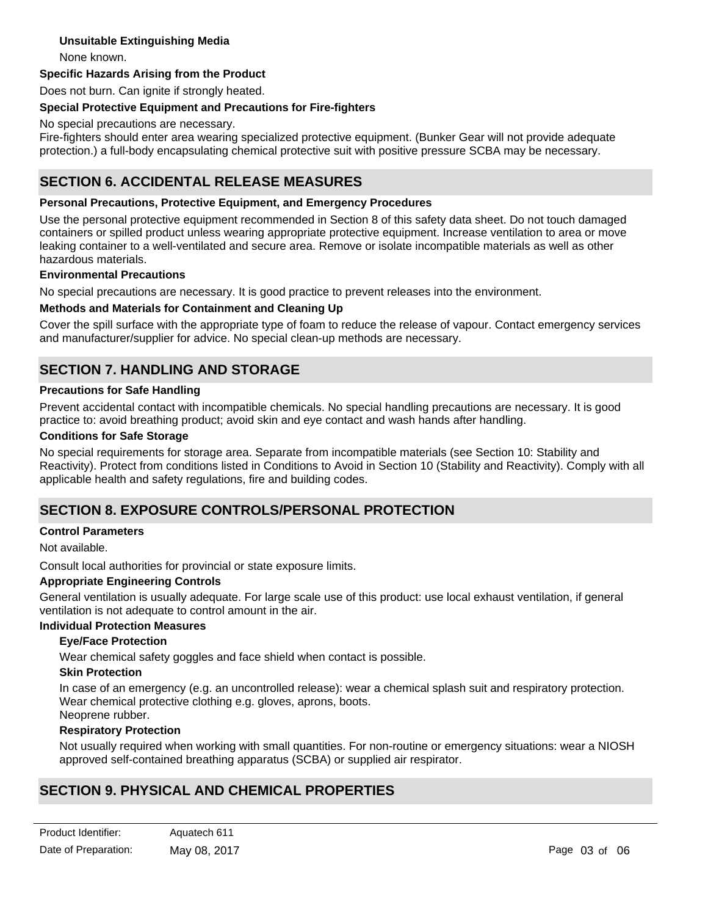#### Unsuitable Extinguishing Media

None known.

### Specific Hazards Arising from the Product

Does not burn. Can ignite if strongly heated.

### Special Protective Equipment and Precautions for Fire-fighters

No special precautions are necessary.
Fire-fighters should enter area wearing specialized protective equipment. (Bunker Gear will not provide adequate protection.) a full-body encapsulating chemical protective suit with positive pressure SCBA may be necessary.

## SECTION 6. ACCIDENTAL RELEASE MEASURES

### Personal Precautions, Protective Equipment, and Emergency Procedures

Use the personal protective equipment recommended in Section 8 of this safety data sheet. Do not touch damaged containers or spilled product unless wearing appropriate protective equipment. Increase ventilation to area or move leaking container to a well-ventilated and secure area. Remove or isolate incompatible materials as well as other hazardous materials.

### Environmental Precautions

No special precautions are necessary. It is good practice to prevent releases into the environment.

### Methods and Materials for Containment and Cleaning Up

Cover the spill surface with the appropriate type of foam to reduce the release of vapour. Contact emergency services and manufacturer/supplier for advice. No special clean-up methods are necessary.

## SECTION 7. HANDLING AND STORAGE

### Precautions for Safe Handling

Prevent accidental contact with incompatible chemicals. No special handling precautions are necessary. It is good practice to: avoid breathing product; avoid skin and eye contact and wash hands after handling.

### Conditions for Safe Storage

No special requirements for storage area. Separate from incompatible materials (see Section 10: Stability and Reactivity). Protect from conditions listed in Conditions to Avoid in Section 10 (Stability and Reactivity). Comply with all applicable health and safety regulations, fire and building codes.

## SECTION 8. EXPOSURE CONTROLS/PERSONAL PROTECTION

### Control Parameters

Not available.

Consult local authorities for provincial or state exposure limits.

### Appropriate Engineering Controls

General ventilation is usually adequate. For large scale use of this product: use local exhaust ventilation, if general ventilation is not adequate to control amount in the air.

### Individual Protection Measures

#### Eye/Face Protection

Wear chemical safety goggles and face shield when contact is possible.

#### Skin Protection

In case of an emergency (e.g. an uncontrolled release): wear a chemical splash suit and respiratory protection.
Wear chemical protective clothing e.g. gloves, aprons, boots.
Neoprene rubber.

#### Respiratory Protection

Not usually required when working with small quantities. For non-routine or emergency situations: wear a NIOSH approved self-contained breathing apparatus (SCBA) or supplied air respirator.

## SECTION 9. PHYSICAL AND CHEMICAL PROPERTIES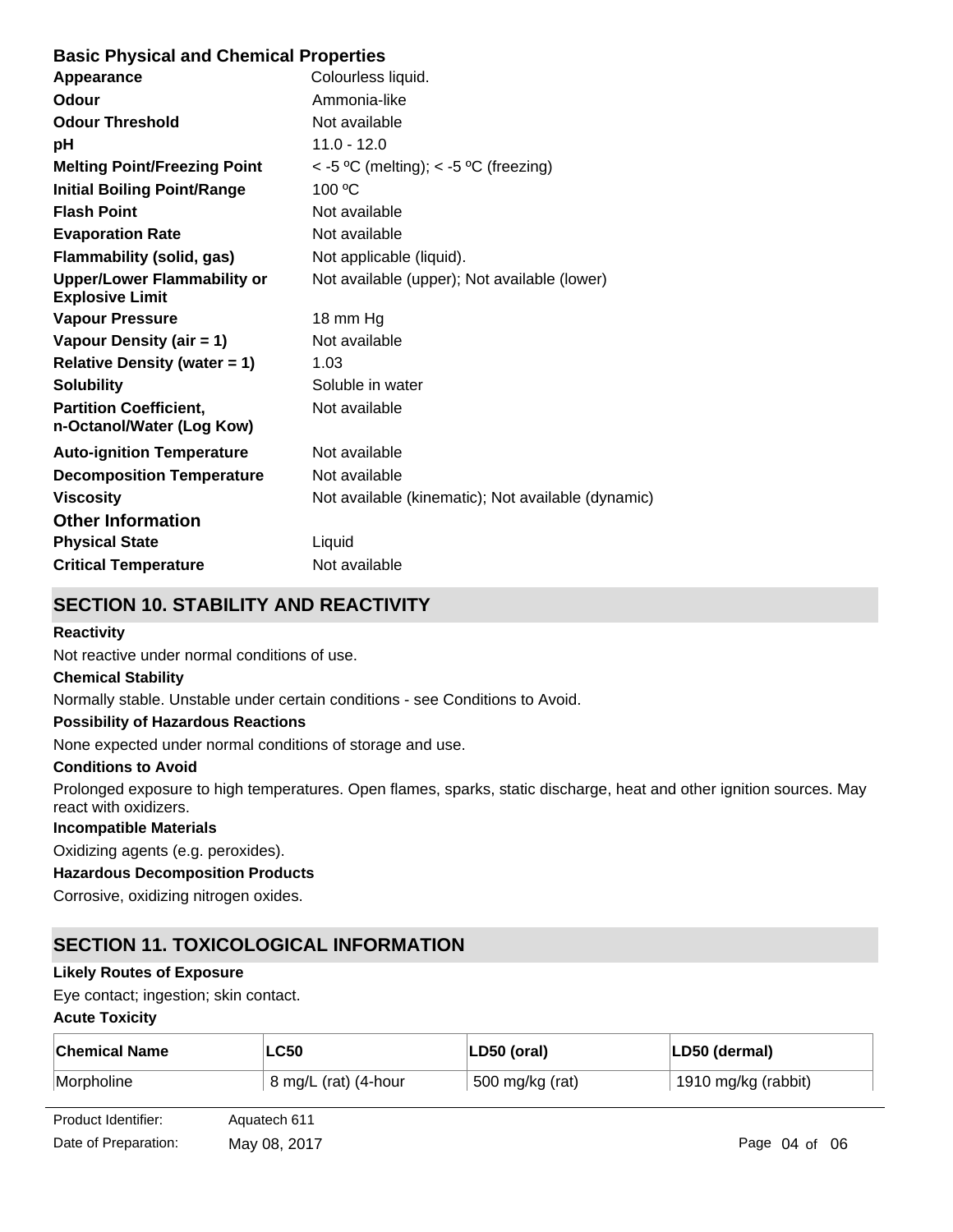### Basic Physical and Chemical Properties

| | |
|---|---|
| **Appearance** | Colourless liquid. |
| **Odour** | Ammonia-like |
| **Odour Threshold** | Not available |
| **pH** | 11.0 - 12.0 |
| **Melting Point/Freezing Point** | < -5 ºC (melting); < -5 ºC (freezing) |
| **Initial Boiling Point/Range** | 100 ºC |
| **Flash Point** | Not available |
| **Evaporation Rate** | Not available |
| **Flammability (solid, gas)** | Not applicable (liquid). |
| **Upper/Lower Flammability or Explosive Limit** | Not available (upper); Not available (lower) |
| **Vapour Pressure** | 18 mm Hg |
| **Vapour Density (air = 1)** | Not available |
| **Relative Density (water = 1)** | 1.03 |
| **Solubility** | Soluble in water |
| **Partition Coefficient, n-Octanol/Water (Log Kow)** | Not available |
| **Auto-ignition Temperature** | Not available |
| **Decomposition Temperature** | Not available |
| **Viscosity** | Not available (kinematic); Not available (dynamic) |

### Other Information

| | |
|---|---|
| **Physical State** | Liquid |
| **Critical Temperature** | Not available |

## SECTION 10. STABILITY AND REACTIVITY

**Reactivity**

Not reactive under normal conditions of use.

**Chemical Stability**

Normally stable. Unstable under certain conditions - see Conditions to Avoid.

**Possibility of Hazardous Reactions**

None expected under normal conditions of storage and use.

**Conditions to Avoid**

Prolonged exposure to high temperatures. Open flames, sparks, static discharge, heat and other ignition sources. May react with oxidizers.

**Incompatible Materials**

Oxidizing agents (e.g. peroxides).

**Hazardous Decomposition Products**

Corrosive, oxidizing nitrogen oxides.

## SECTION 11. TOXICOLOGICAL INFORMATION

**Likely Routes of Exposure**

Eye contact; ingestion; skin contact.

**Acute Toxicity**

| Chemical Name | LC50 | LD50 (oral) | LD50 (dermal) |
|---|---|---|---|
| Morpholine | 8 mg/L (rat) (4-hour | 500 mg/kg (rat) | 1910 mg/kg (rabbit) |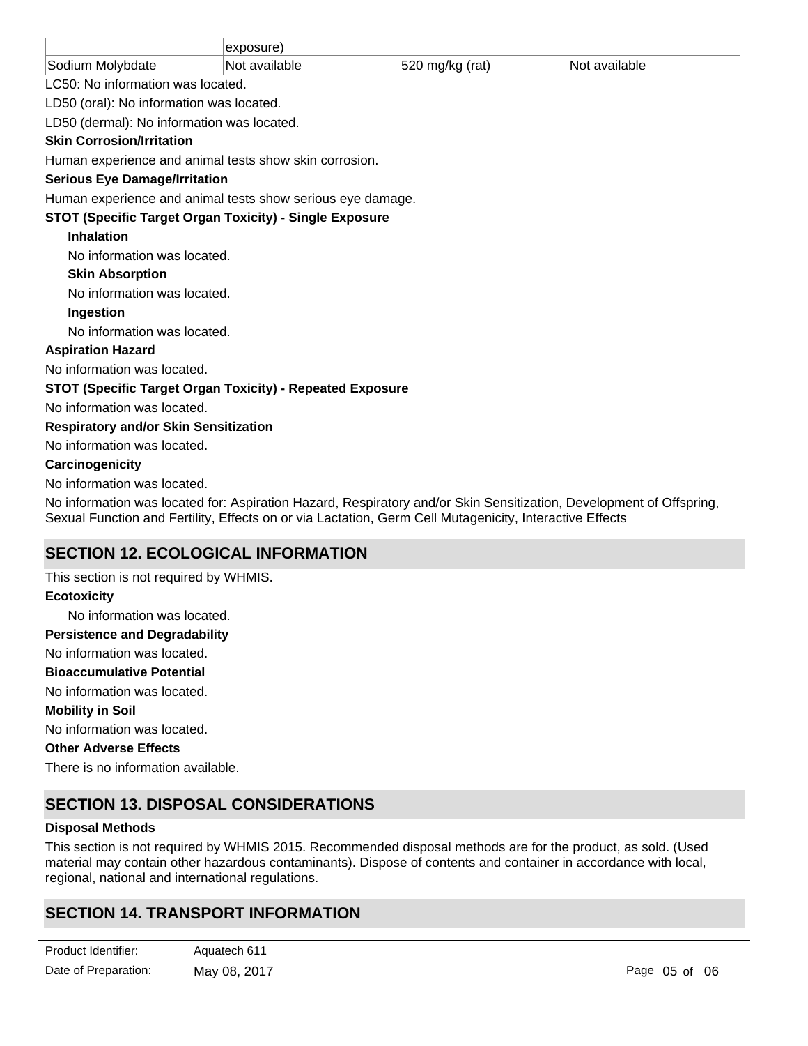| | exposure) | | |
|---|---|---|---|
| Sodium Molybdate | Not available | 520 mg/kg (rat) | Not available |

LC50: No information was located.

LD50 (oral): No information was located.

LD50 (dermal): No information was located.

**Skin Corrosion/Irritation**

Human experience and animal tests show skin corrosion.

**Serious Eye Damage/Irritation**

Human experience and animal tests show serious eye damage.

**STOT (Specific Target Organ Toxicity) - Single Exposure**

**Inhalation**

No information was located.

**Skin Absorption**

No information was located.

**Ingestion**

No information was located.

**Aspiration Hazard**

No information was located.

**STOT (Specific Target Organ Toxicity) - Repeated Exposure**

No information was located.

**Respiratory and/or Skin Sensitization**

No information was located.

**Carcinogenicity**

No information was located.

No information was located for: Aspiration Hazard, Respiratory and/or Skin Sensitization, Development of Offspring, Sexual Function and Fertility, Effects on or via Lactation, Germ Cell Mutagenicity, Interactive Effects

## SECTION 12. ECOLOGICAL INFORMATION

This section is not required by WHMIS.

**Ecotoxicity**

No information was located.

**Persistence and Degradability**

No information was located.

**Bioaccumulative Potential**

No information was located.

**Mobility in Soil**

No information was located.

**Other Adverse Effects**

There is no information available.

## SECTION 13. DISPOSAL CONSIDERATIONS

**Disposal Methods**

This section is not required by WHMIS 2015. Recommended disposal methods are for the product, as sold. (Used material may contain other hazardous contaminants). Dispose of contents and container in accordance with local, regional, national and international regulations.

## SECTION 14. TRANSPORT INFORMATION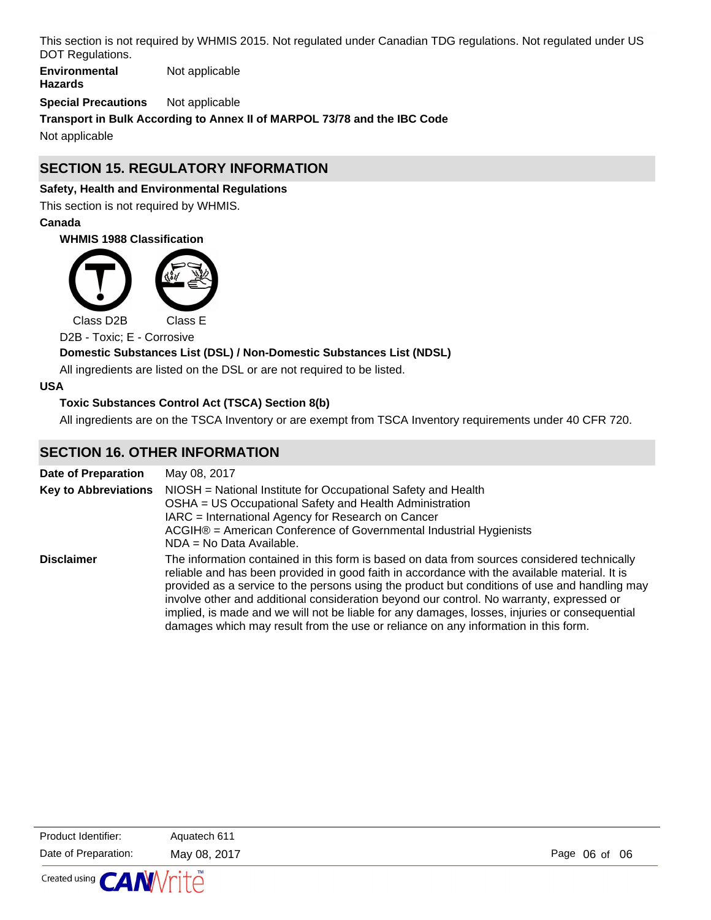This section is not required by WHMIS 2015. Not regulated under Canadian TDG regulations. Not regulated under US DOT Regulations.

**Environmental Hazards** Not applicable

**Special Precautions** Not applicable

**Transport in Bulk According to Annex II of MARPOL 73/78 and the IBC Code**

Not applicable

## SECTION 15. REGULATORY INFORMATION

**Safety, Health and Environmental Regulations**

This section is not required by WHMIS.

**Canada**

**WHMIS 1988 Classification**

Class D2B Class E

D2B - Toxic; E - Corrosive

**Domestic Substances List (DSL) / Non-Domestic Substances List (NDSL)**

All ingredients are listed on the DSL or are not required to be listed.

**USA**

**Toxic Substances Control Act (TSCA) Section 8(b)**

All ingredients are on the TSCA Inventory or are exempt from TSCA Inventory requirements under 40 CFR 720.

## SECTION 16. OTHER INFORMATION

**Date of Preparation** May 08, 2017

**Key to Abbreviations**
NIOSH = National Institute for Occupational Safety and Health
OSHA = US Occupational Safety and Health Administration
IARC = International Agency for Research on Cancer
ACGIH® = American Conference of Governmental Industrial Hygienists
NDA = No Data Available.

**Disclaimer** The information contained in this form is based on data from sources considered technically reliable and has been provided in good faith in accordance with the available material. It is provided as a service to the persons using the product but conditions of use and handling may involve other and additional consideration beyond our control. No warranty, expressed or implied, is made and we will not be liable for any damages, losses, injuries or consequential damages which may result from the use or reliance on any information in this form.